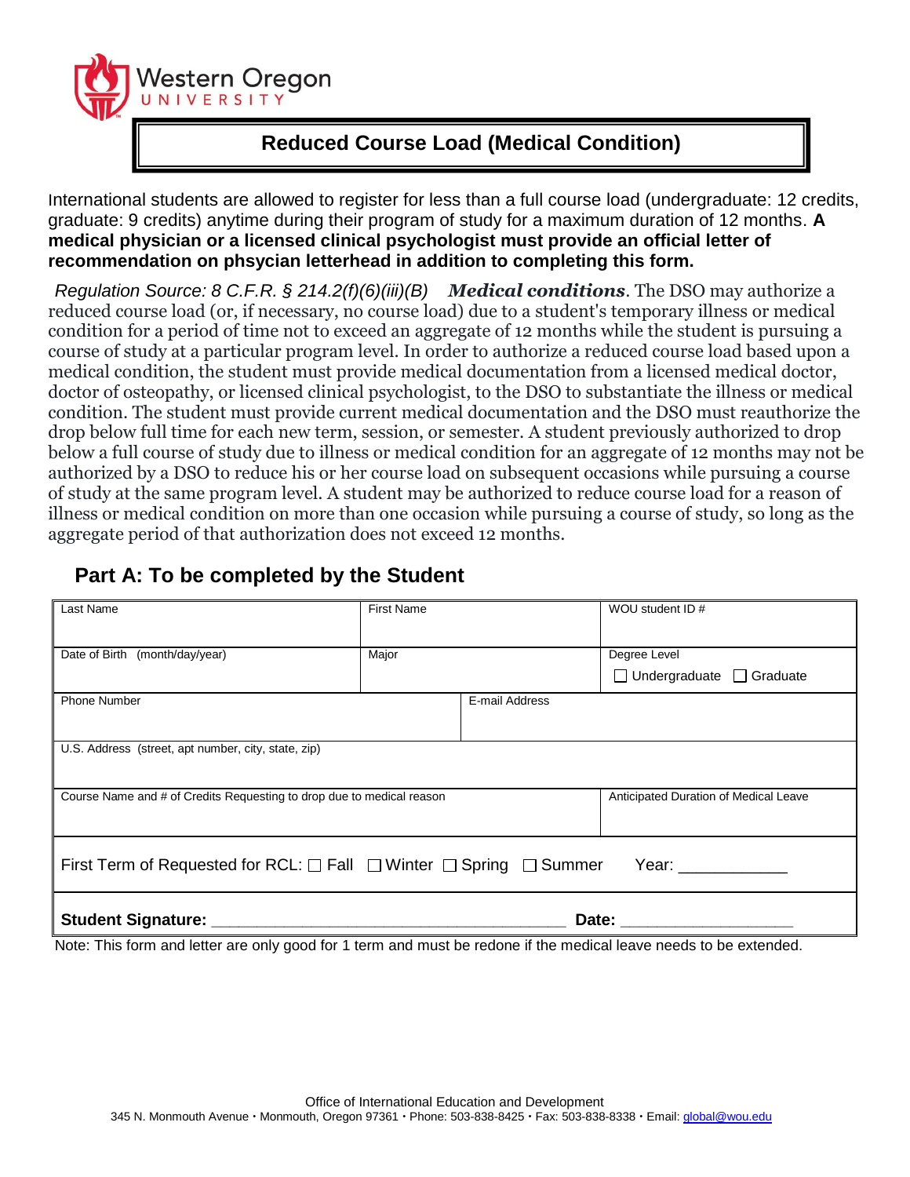Western Oregon UNIVERSITY

# Reduced Course Load (Medical Condition)

International students are allowed to register for less than a full course load (undergraduate: 12 credits, graduate: 9 credits) anytime during their program of study for a maximum duration of 12 months. **A medical physician or a licensed clinical psychologist must provide an official letter of recommendation on phsycian letterhead in addition to completing this form.**

*Regulation Source: 8 C.F.R. § 214.2(f)(6)(iii)(B)* ***Medical conditions***. The DSO may authorize a reduced course load (or, if necessary, no course load) due to a student's temporary illness or medical condition for a period of time not to exceed an aggregate of 12 months while the student is pursuing a course of study at a particular program level. In order to authorize a reduced course load based upon a medical condition, the student must provide medical documentation from a licensed medical doctor, doctor of osteopathy, or licensed clinical psychologist, to the DSO to substantiate the illness or medical condition. The student must provide current medical documentation and the DSO must reauthorize the drop below full time for each new term, session, or semester. A student previously authorized to drop below a full course of study due to illness or medical condition for an aggregate of 12 months may not be authorized by a DSO to reduce his or her course load on subsequent occasions while pursuing a course of study at the same program level. A student may be authorized to reduce course load for a reason of illness or medical condition on more than one occasion while pursuing a course of study, so long as the aggregate period of that authorization does not exceed 12 months.

## Part A: To be completed by the Student

| Last Name | First Name | WOU student ID # |
|---|---|---|
| Date of Birth (month/day/year) | Major | Degree Level ☐ Undergraduate ☐ Graduate |
| Phone Number | E-mail Address | |
| U.S. Address (street, apt number, city, state, zip) | | |
| Course Name and # of Credits Requesting to drop due to medical reason | | Anticipated Duration of Medical Leave |

First Term of Requested for RCL: ☐ Fall ☐ Winter ☐ Spring ☐ Summer Year: ___________

**Student Signature:** _______________________________________ **Date:** ___________________

Note: This form and letter are only good for 1 term and must be redone if the medical leave needs to be extended.

Office of International Education and Development
345 N. Monmouth Avenue · Monmouth, Oregon 97361 · Phone: 503-838-8425 · Fax: 503-838-8338 · Email: global@wou.edu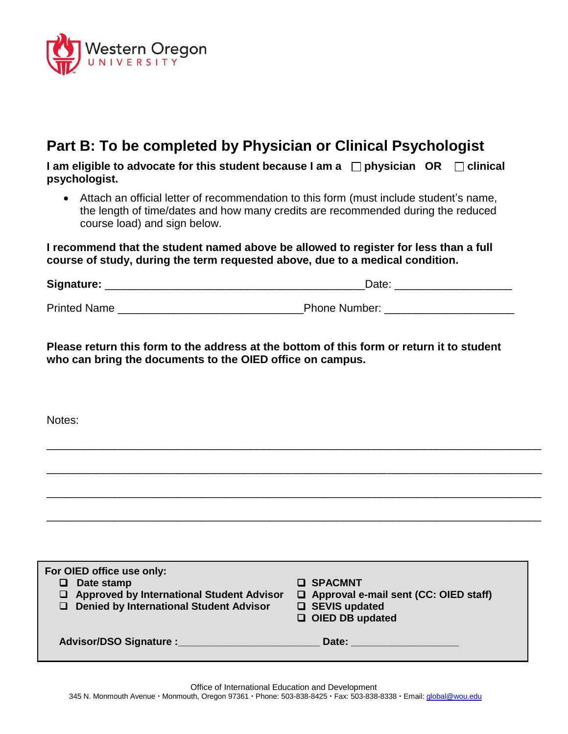Western Oregon UNIVERSITY

## Part B: To be completed by Physician or Clinical Psychologist

**I am eligible to advocate for this student because I am a ☐ physician OR ☐ clinical psychologist.**

- Attach an official letter of recommendation to this form (must include student's name, the length of time/dates and how many credits are recommended during the reduced course load) and sign below.

**I recommend that the student named above be allowed to register for less than a full course of study, during the term requested above, due to a medical condition.**

**Signature:** ___________________________________________Date: ___________________

Printed Name ______________________________Phone Number: _____________________

**Please return this form to the address at the bottom of this form or return it to student who can bring the documents to the OIED office on campus.**

Notes:

_______________________________________________________________________________

_______________________________________________________________________________

_______________________________________________________________________________

_______________________________________________________________________________

**For OIED office use only:**

- ❑ **Date stamp**
- ❑ **Approved by International Student Advisor**
- ❑ **Denied by International Student Advisor**
- ❑ **SPACMNT**
- ❑ **Approval e-mail sent (CC: OIED staff)**
- ❑ **SEVIS updated**
- ❑ **OIED DB updated**

**Advisor/DSO Signature :**________________________ **Date:** ___________________

Office of International Education and Development
345 N. Monmouth Avenue • Monmouth, Oregon 97361 • Phone: 503-838-8425 • Fax: 503-838-8338 • Email: global@wou.edu